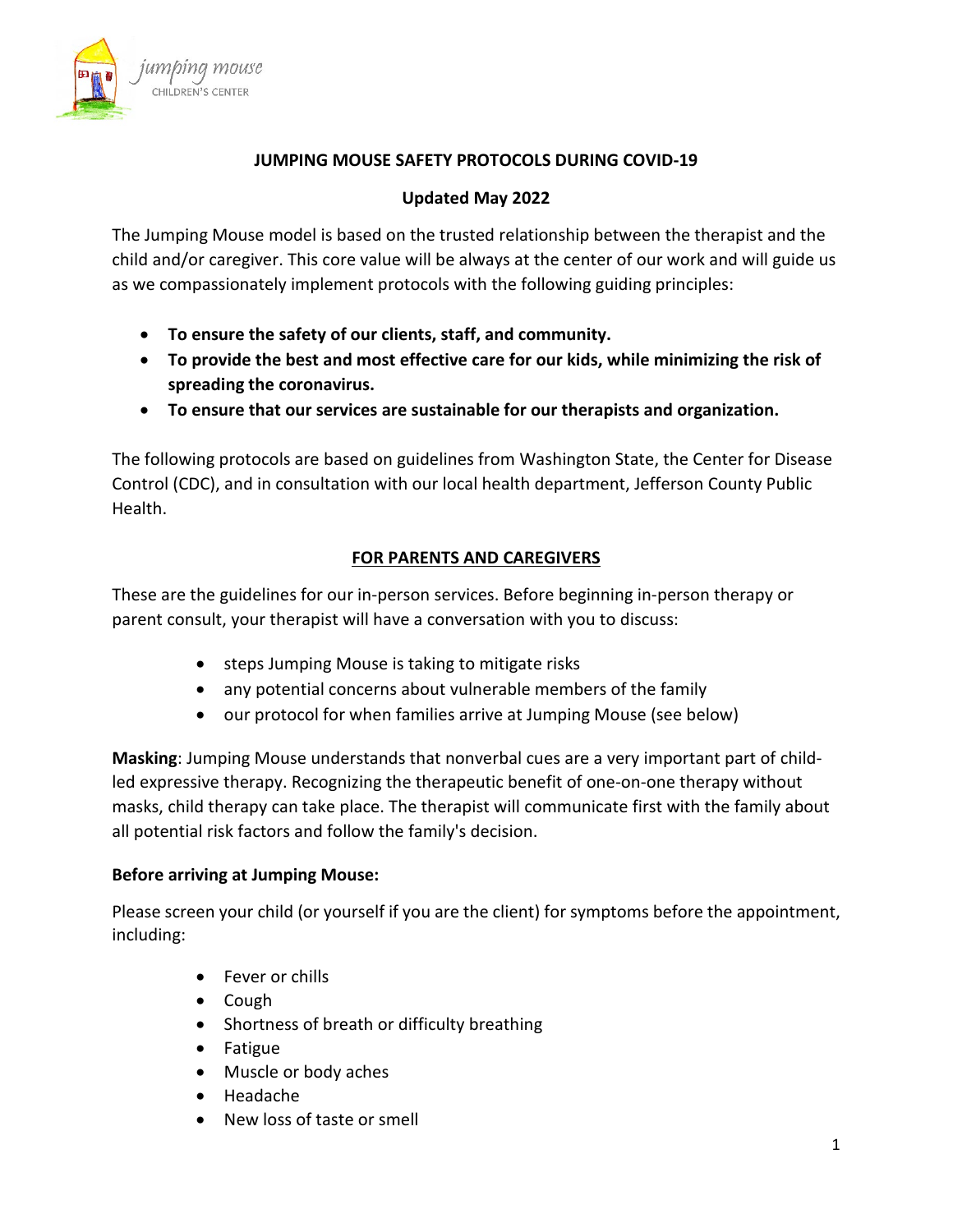jumping mouse
CHILDREN'S CENTER

# JUMPING MOUSE SAFETY PROTOCOLS DURING COVID-19

**Updated May 2022**

The Jumping Mouse model is based on the trusted relationship between the therapist and the child and/or caregiver. This core value will be always at the center of our work and will guide us as we compassionately implement protocols with the following guiding principles:

- **To ensure the safety of our clients, staff, and community.**
- **To provide the best and most effective care for our kids, while minimizing the risk of spreading the coronavirus.**
- **To ensure that our services are sustainable for our therapists and organization.**

The following protocols are based on guidelines from Washington State, the Center for Disease Control (CDC), and in consultation with our local health department, Jefferson County Public Health.

## FOR PARENTS AND CAREGIVERS

These are the guidelines for our in-person services. Before beginning in-person therapy or parent consult, your therapist will have a conversation with you to discuss:

- steps Jumping Mouse is taking to mitigate risks
- any potential concerns about vulnerable members of the family
- our protocol for when families arrive at Jumping Mouse (see below)

**Masking**: Jumping Mouse understands that nonverbal cues are a very important part of child-led expressive therapy. Recognizing the therapeutic benefit of one-on-one therapy without masks, child therapy can take place. The therapist will communicate first with the family about all potential risk factors and follow the family's decision.

**Before arriving at Jumping Mouse:**

Please screen your child (or yourself if you are the client) for symptoms before the appointment, including:

- Fever or chills
- Cough
- Shortness of breath or difficulty breathing
- Fatigue
- Muscle or body aches
- Headache
- New loss of taste or smell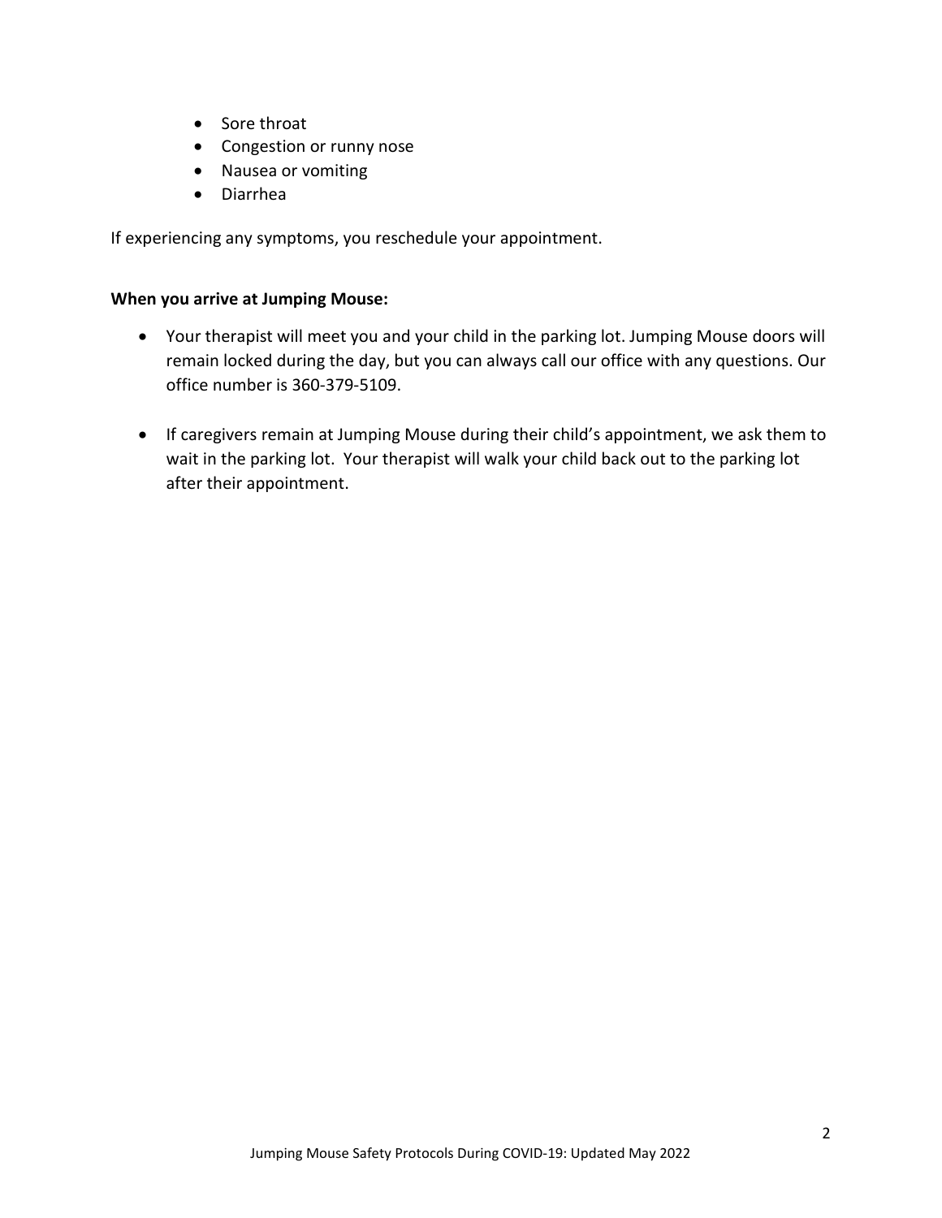- Sore throat
- Congestion or runny nose
- Nausea or vomiting
- Diarrhea

If experiencing any symptoms, you reschedule your appointment.

**When you arrive at Jumping Mouse:**

- Your therapist will meet you and your child in the parking lot. Jumping Mouse doors will remain locked during the day, but you can always call our office with any questions. Our office number is 360-379-5109.

- If caregivers remain at Jumping Mouse during their child's appointment, we ask them to wait in the parking lot. Your therapist will walk your child back out to the parking lot after their appointment.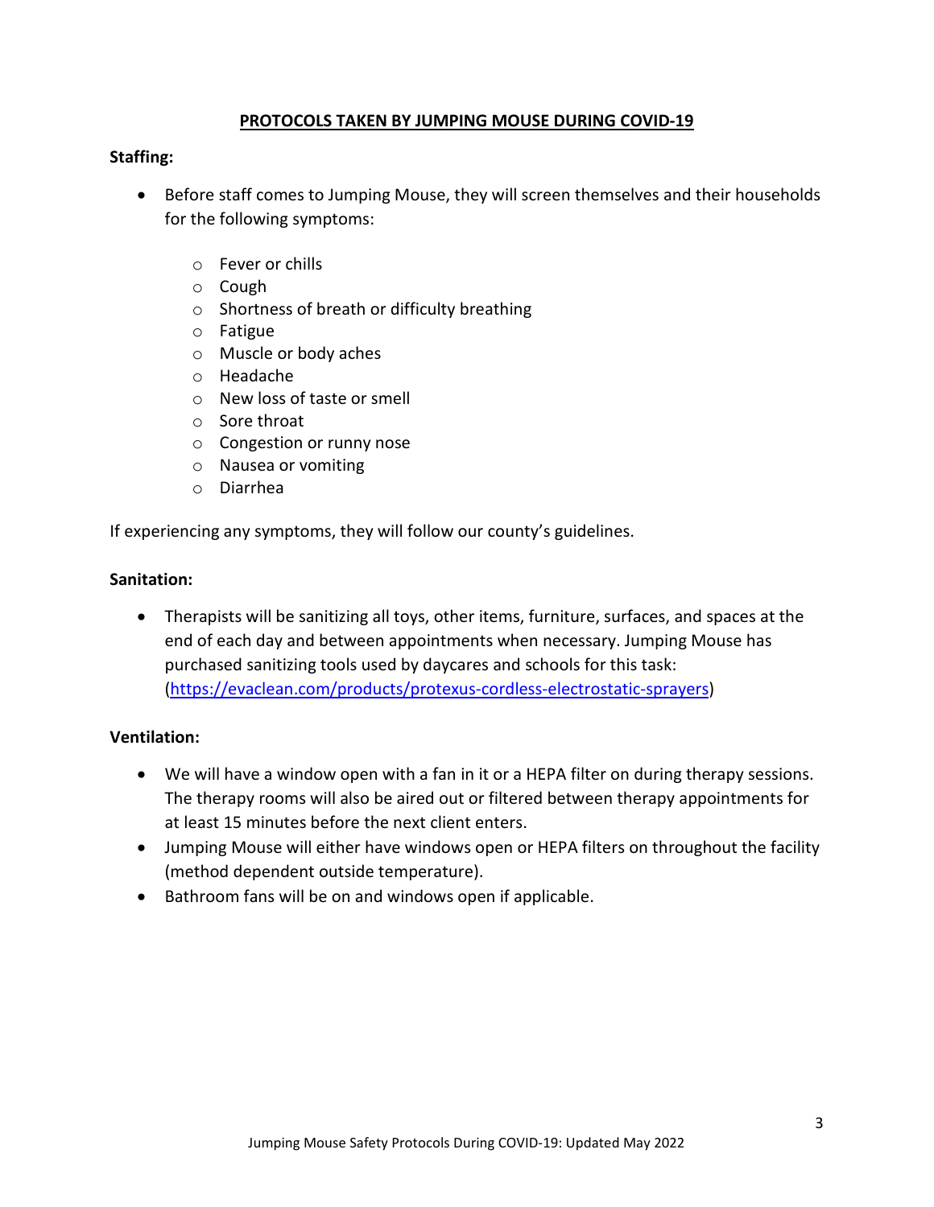## PROTOCOLS TAKEN BY JUMPING MOUSE DURING COVID-19

**Staffing:**

- Before staff comes to Jumping Mouse, they will screen themselves and their households for the following symptoms:
    - Fever or chills
    - Cough
    - Shortness of breath or difficulty breathing
    - Fatigue
    - Muscle or body aches
    - Headache
    - New loss of taste or smell
    - Sore throat
    - Congestion or runny nose
    - Nausea or vomiting
    - Diarrhea

If experiencing any symptoms, they will follow our county's guidelines.

**Sanitation:**

- Therapists will be sanitizing all toys, other items, furniture, surfaces, and spaces at the end of each day and between appointments when necessary. Jumping Mouse has purchased sanitizing tools used by daycares and schools for this task: (https://evaclean.com/products/protexus-cordless-electrostatic-sprayers)

**Ventilation:**

- We will have a window open with a fan in it or a HEPA filter on during therapy sessions. The therapy rooms will also be aired out or filtered between therapy appointments for at least 15 minutes before the next client enters.
- Jumping Mouse will either have windows open or HEPA filters on throughout the facility (method dependent outside temperature).
- Bathroom fans will be on and windows open if applicable.